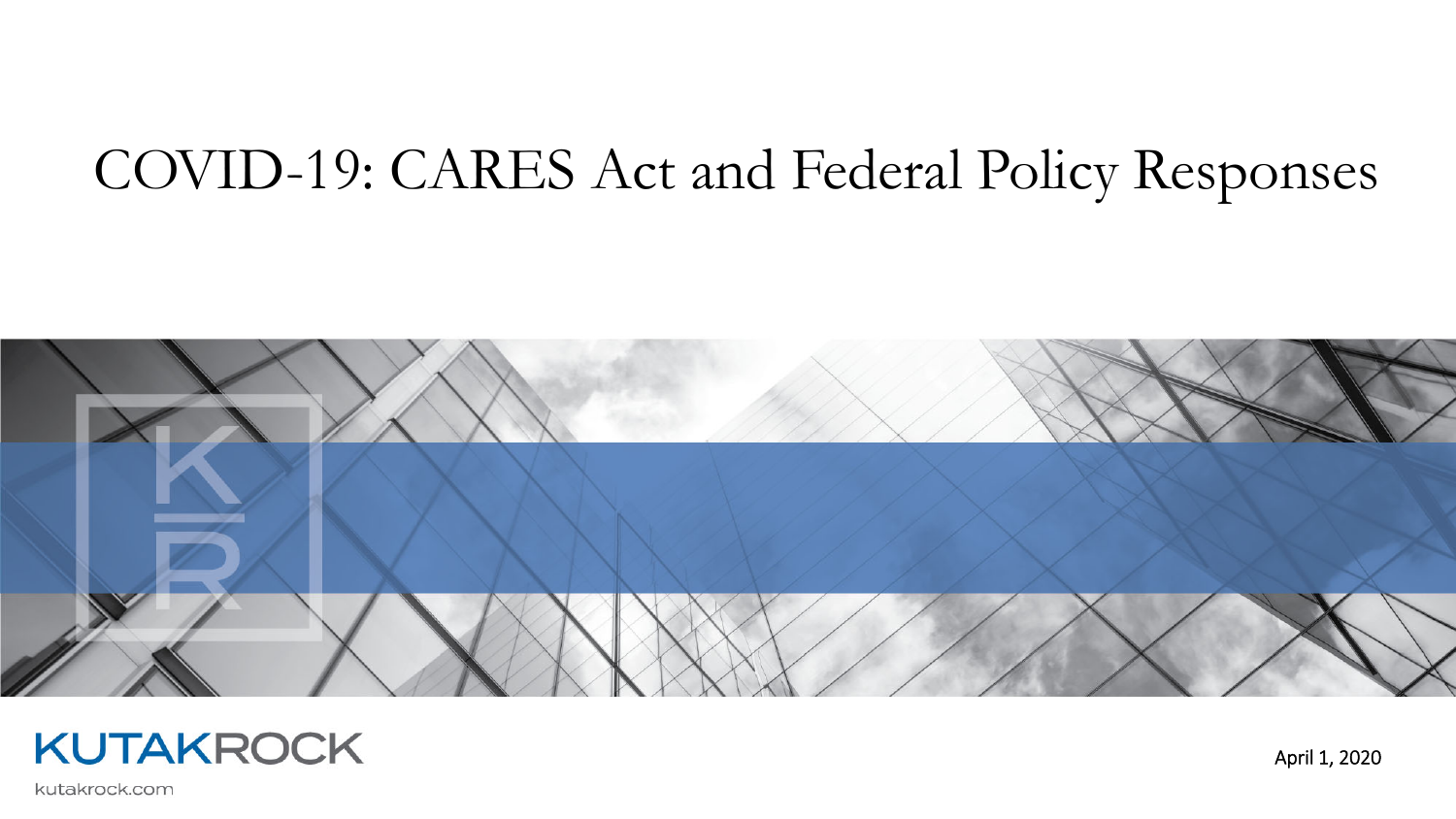# COVID-19: CARES Act and Federal Policy Responses

KUTAKROCK

kutakrock.com

April 1, 2020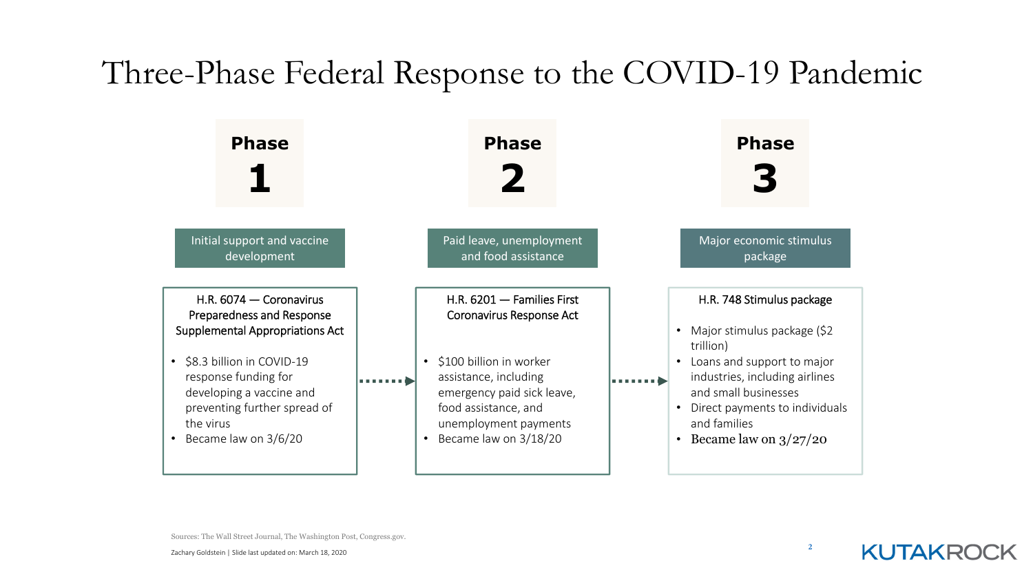# Three-Phase Federal Response to the COVID-19 Pandemic

## Phase 1

**Initial support and vaccine development**

H.R. 6074 — Coronavirus Preparedness and Response Supplemental Appropriations Act

- $8.3 billion in COVID-19 response funding for developing a vaccine and preventing further spread of the virus
- Became law on 3/6/20

## Phase 2

**Paid leave, unemployment and food assistance**

H.R. 6201 — Families First Coronavirus Response Act

- $100 billion in worker assistance, including emergency paid sick leave, food assistance, and unemployment payments
- Became law on 3/18/20

## Phase 3

**Major economic stimulus package**

H.R. 748 Stimulus package

- Major stimulus package ($2 trillion)
- Loans and support to major industries, including airlines and small businesses
- Direct payments to individuals and families
- Became law on 3/27/20

Sources: The Wall Street Journal, The Washington Post, Congress.gov.

Zachary Goldstein | Slide last updated on: March 18, 2020

KUTAKROCK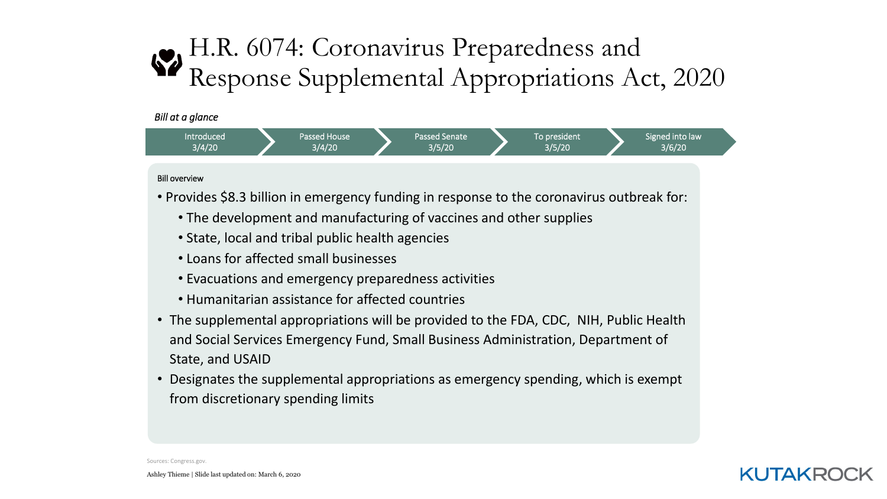# H.R. 6074: Coronavirus Preparedness and Response Supplemental Appropriations Act, 2020

*Bill at a glance*

| Introduced | Passed House | Passed Senate | To president | Signed into law |
|---|---|---|---|---|
| 3/4/20 | 3/4/20 | 3/5/20 | 3/5/20 | 3/6/20 |

Bill overview

- Provides $8.3 billion in emergency funding in response to the coronavirus outbreak for:
  - The development and manufacturing of vaccines and other supplies
  - State, local and tribal public health agencies
  - Loans for affected small businesses
  - Evacuations and emergency preparedness activities
  - Humanitarian assistance for affected countries
- The supplemental appropriations will be provided to the FDA, CDC, NIH, Public Health and Social Services Emergency Fund, Small Business Administration, Department of State, and USAID
- Designates the supplemental appropriations as emergency spending, which is exempt from discretionary spending limits

Sources: Congress.gov.

Ashley Thieme | Slide last updated on: March 6, 2020

KUTAKROCK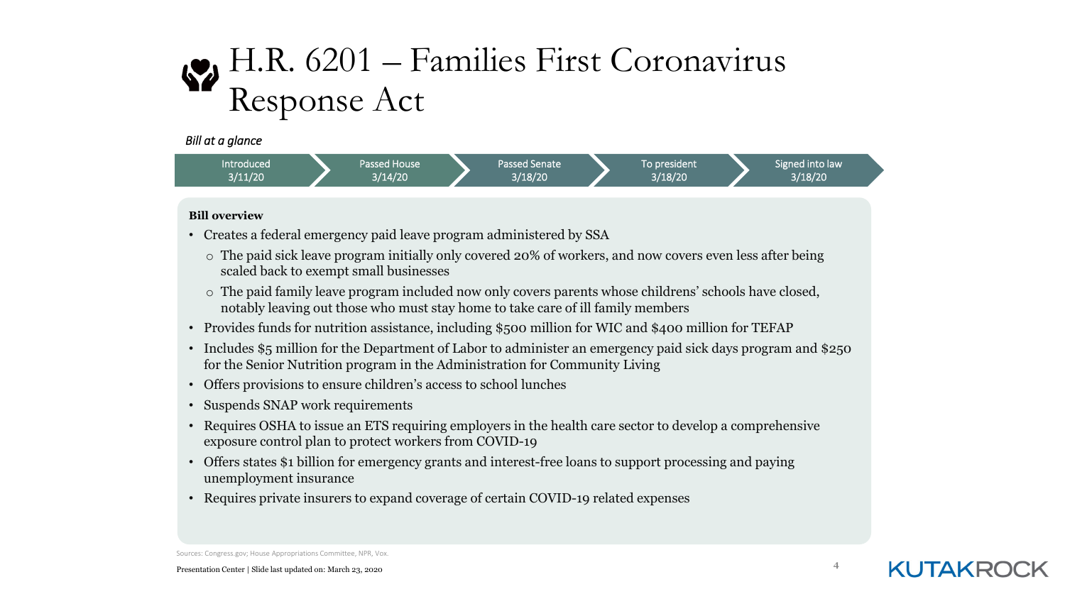# H.R. 6201 – Families First Coronavirus Response Act

*Bill at a glance*

| Introduced | Passed House | Passed Senate | To president | Signed into law |
|---|---|---|---|---|
| 3/11/20 | 3/14/20 | 3/18/20 | 3/18/20 | 3/18/20 |

**Bill overview**

- Creates a federal emergency paid leave program administered by SSA
  - The paid sick leave program initially only covered 20% of workers, and now covers even less after being scaled back to exempt small businesses
  - The paid family leave program included now only covers parents whose childrens' schools have closed, notably leaving out those who must stay home to take care of ill family members
- Provides funds for nutrition assistance, including $500 million for WIC and $400 million for TEFAP
- Includes $5 million for the Department of Labor to administer an emergency paid sick days program and $250 for the Senior Nutrition program in the Administration for Community Living
- Offers provisions to ensure children's access to school lunches
- Suspends SNAP work requirements
- Requires OSHA to issue an ETS requiring employers in the health care sector to develop a comprehensive exposure control plan to protect workers from COVID-19
- Offers states $1 billion for emergency grants and interest-free loans to support processing and paying unemployment insurance
- Requires private insurers to expand coverage of certain COVID-19 related expenses

Sources: Congress.gov; House Appropriations Committee, NPR, Vox.

Presentation Center | Slide last updated on: March 23, 2020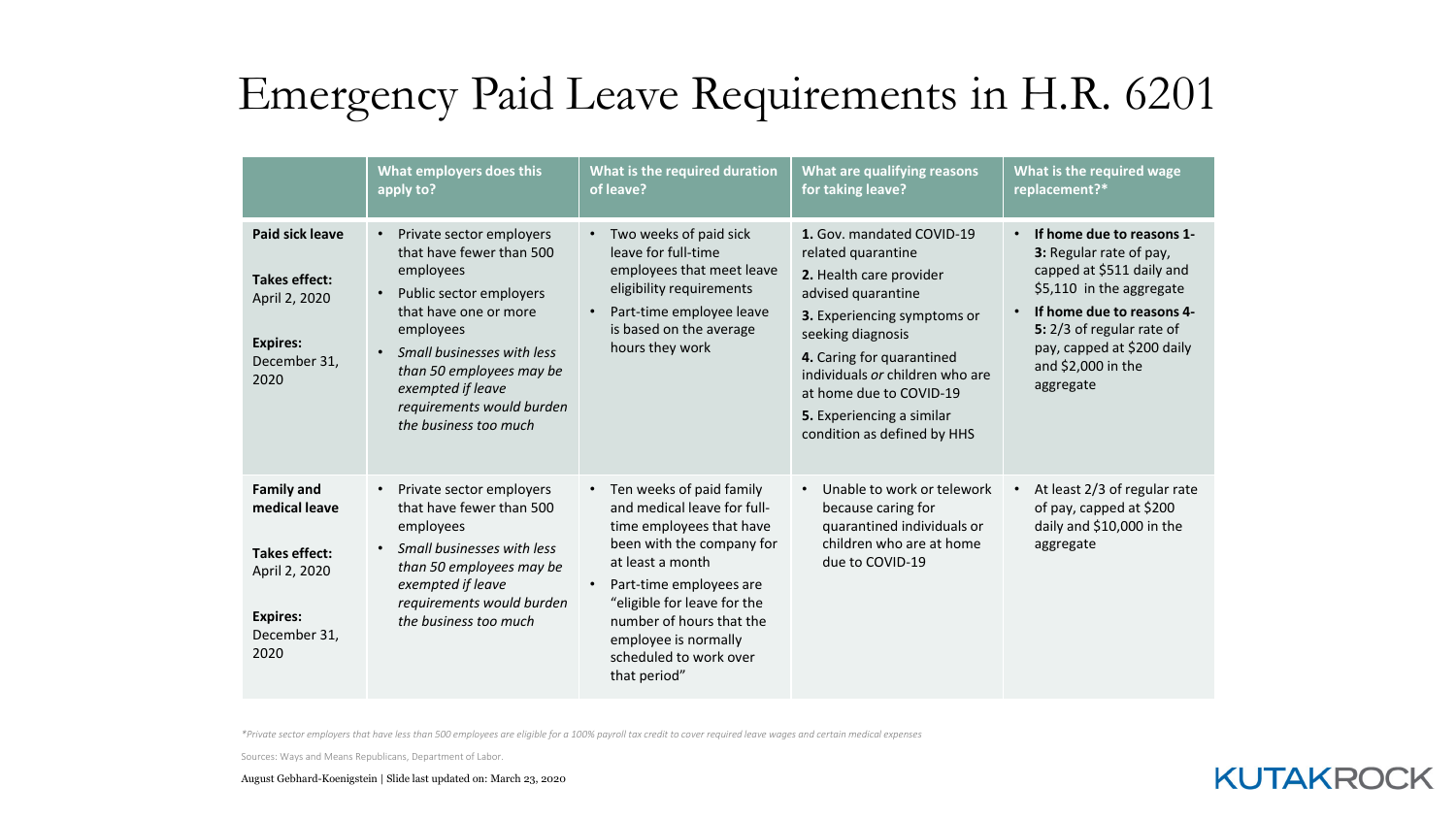# Emergency Paid Leave Requirements in H.R. 6201

| | What employers does this apply to? | What is the required duration of leave? | What are qualifying reasons for taking leave? | What is the required wage replacement?* |
|---|---|---|---|---|
| **Paid sick leave**<br><br>**Takes effect:** April 2, 2020<br><br>**Expires:** December 31, 2020 | • Private sector employers that have fewer than 500 employees<br>• Public sector employers that have one or more employees<br>• *Small businesses with less than 50 employees may be exempted if leave requirements would burden the business too much* | • Two weeks of paid sick leave for full-time employees that meet leave eligibility requirements<br>• Part-time employee leave is based on the average hours they work | **1.** Gov. mandated COVID-19 related quarantine<br>**2.** Health care provider advised quarantine<br>**3.** Experiencing symptoms or seeking diagnosis<br>**4.** Caring for quarantined individuals *or* children who are at home due to COVID-19<br>**5.** Experiencing a similar condition as defined by HHS | • **If home due to reasons 1-3:** Regular rate of pay, capped at $511 daily and $5,110 in the aggregate<br>• **If home due to reasons 4-5:** 2/3 of regular rate of pay, capped at $200 daily and $2,000 in the aggregate |
| **Family and medical leave**<br><br>**Takes effect:** April 2, 2020<br><br>**Expires:** December 31, 2020 | • Private sector employers that have fewer than 500 employees<br>• *Small businesses with less than 50 employees may be exempted if leave requirements would burden the business too much* | • Ten weeks of paid family and medical leave for full-time employees that have been with the company for at least a month<br>• Part-time employees are "eligible for leave for the number of hours that the employee is normally scheduled to work over that period" | • Unable to work or telework because caring for quarantined individuals or children who are at home due to COVID-19 | • At least 2/3 of regular rate of pay, capped at $200 daily and $10,000 in the aggregate |

*\*Private sector employers that have less than 500 employees are eligible for a 100% payroll tax credit to cover required leave wages and certain medical expenses*

Sources: Ways and Means Republicans, Department of Labor.

August Gebhard-Koenigstein | Slide last updated on: March 23, 2020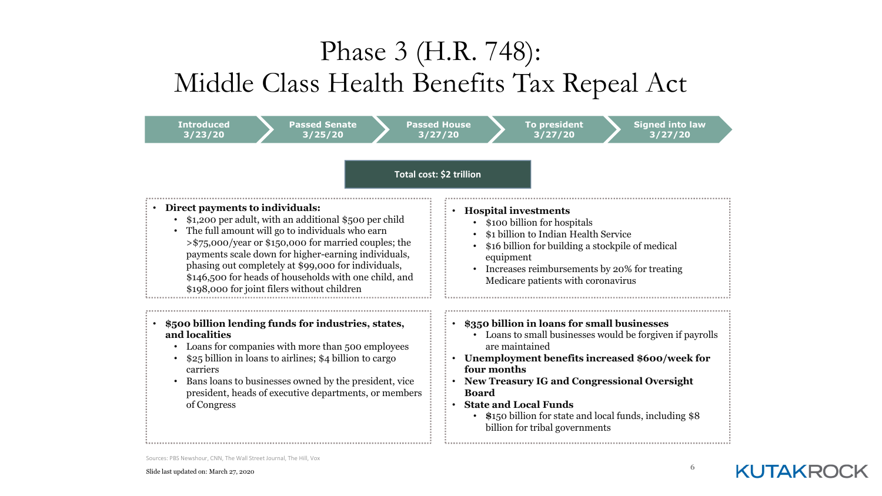# Phase 3 (H.R. 748): Middle Class Health Benefits Tax Repeal Act

| Introduced | Passed Senate | Passed House | To president | Signed into law |
|---|---|---|---|---|
| 3/23/20 | 3/25/20 | 3/27/20 | 3/27/20 | 3/27/20 |

**Total cost: $2 trillion**

- **Direct payments to individuals:**
  - $1,200 per adult, with an additional $500 per child
  - The full amount will go to individuals who earn >$75,000/year or $150,000 for married couples; the payments scale down for higher-earning individuals, phasing out completely at $99,000 for individuals, $146,500 for heads of households with one child, and $198,000 for joint filers without children

- **Hospital investments**
  - $100 billion for hospitals
  - $1 billion to Indian Health Service
  - $16 billion for building a stockpile of medical equipment
  - Increases reimbursements by 20% for treating Medicare patients with coronavirus

- **$500 billion lending funds for industries, states, and localities**
  - Loans for companies with more than 500 employees
  - $25 billion in loans to airlines; $4 billion to cargo carriers
  - Bans loans to businesses owned by the president, vice president, heads of executive departments, or members of Congress

- **$350 billion in loans for small businesses**
  - Loans to small businesses would be forgiven if payrolls are maintained
- **Unemployment benefits increased $600/week for four months**
- **New Treasury IG and Congressional Oversight Board**
- **State and Local Funds**
  - $150 billion for state and local funds, including $8 billion for tribal governments

Sources: PBS Newshour, CNN, The Wall Street Journal, The Hill, Vox

Slide last updated on: March 27, 2020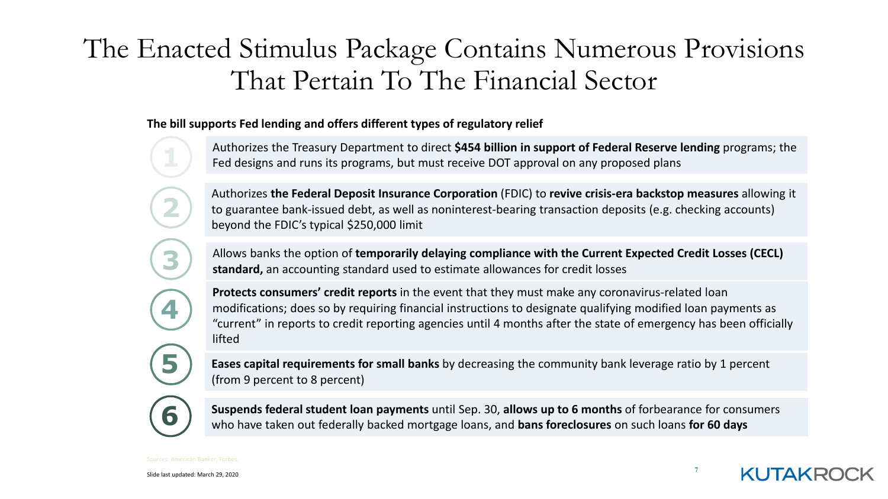# The Enacted Stimulus Package Contains Numerous Provisions That Pertain To The Financial Sector

**The bill supports Fed lending and offers different types of regulatory relief**

1. Authorizes the Treasury Department to direct **$454 billion in support of Federal Reserve lending** programs; the Fed designs and runs its programs, but must receive DOT approval on any proposed plans
2. Authorizes **the Federal Deposit Insurance Corporation** (FDIC) to **revive crisis-era backstop measures** allowing it to guarantee bank-issued debt, as well as noninterest-bearing transaction deposits (e.g. checking accounts) beyond the FDIC's typical $250,000 limit
3. Allows banks the option of **temporarily delaying compliance with the Current Expected Credit Losses (CECL) standard,** an accounting standard used to estimate allowances for credit losses
4. **Protects consumers' credit reports** in the event that they must make any coronavirus-related loan modifications; does so by requiring financial instructions to designate qualifying modified loan payments as "current" in reports to credit reporting agencies until 4 months after the state of emergency has been officially lifted
5. **Eases capital requirements for small banks** by decreasing the community bank leverage ratio by 1 percent (from 9 percent to 8 percent)
6. **Suspends federal student loan payments** until Sep. 30, **allows up to 6 months** of forbearance for consumers who have taken out federally backed mortgage loans, and **bans foreclosures** on such loans **for 60 days**

Sources: American Banker, Forbes.

Slide last updated: March 29, 2020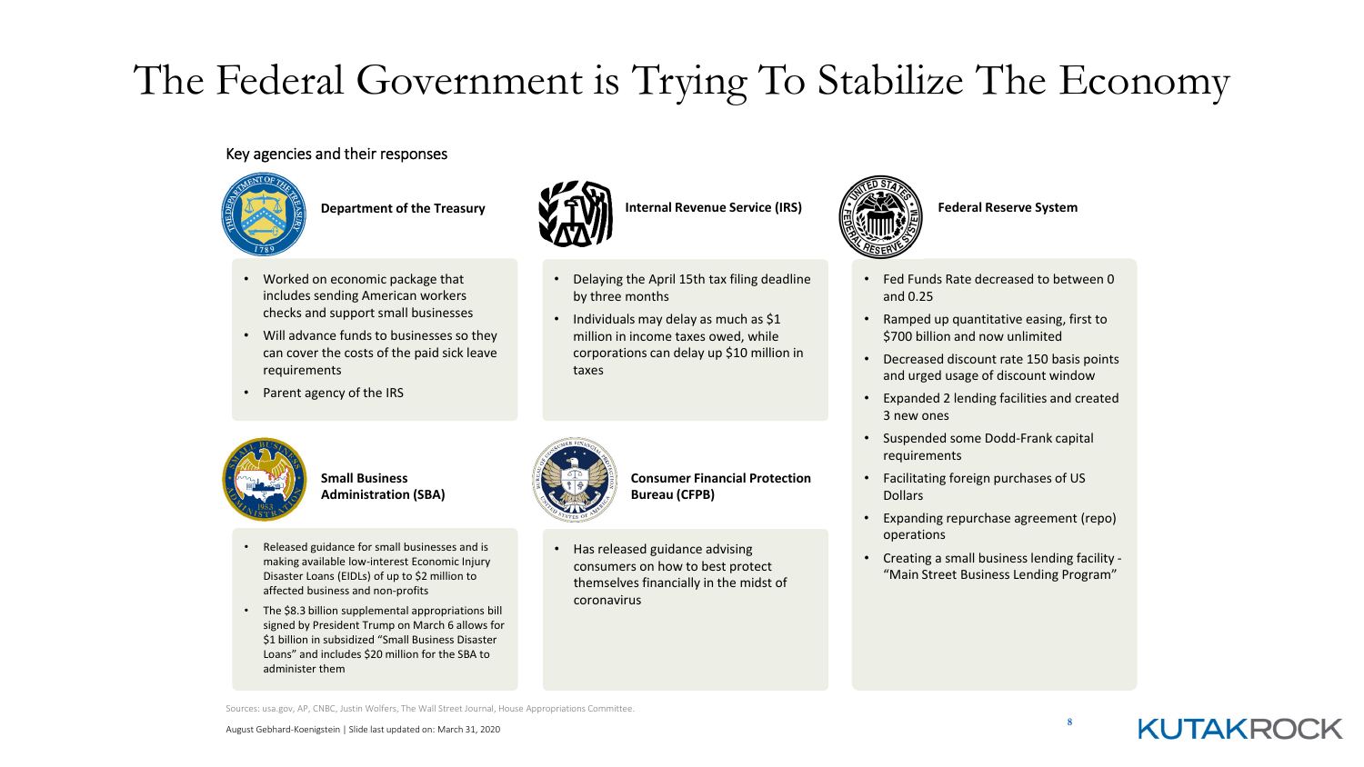# The Federal Government is Trying To Stabilize The Economy

Key agencies and their responses

### Department of the Treasury

- Worked on economic package that includes sending American workers checks and support small businesses
- Will advance funds to businesses so they can cover the costs of the paid sick leave requirements
- Parent agency of the IRS

### Internal Revenue Service (IRS)

- Delaying the April 15th tax filing deadline by three months
- Individuals may delay as much as $1 million in income taxes owed, while corporations can delay up $10 million in taxes

### Federal Reserve System

- Fed Funds Rate decreased to between 0 and 0.25
- Ramped up quantitative easing, first to $700 billion and now unlimited
- Decreased discount rate 150 basis points and urged usage of discount window
- Expanded 2 lending facilities and created 3 new ones
- Suspended some Dodd-Frank capital requirements
- Facilitating foreign purchases of US Dollars
- Expanding repurchase agreement (repo) operations
- Creating a small business lending facility - "Main Street Business Lending Program"

### Small Business Administration (SBA)

- Released guidance for small businesses and is making available low-interest Economic Injury Disaster Loans (EIDLs) of up to $2 million to affected business and non-profits
- The $8.3 billion supplemental appropriations bill signed by President Trump on March 6 allows for $1 billion in subsidized "Small Business Disaster Loans" and includes $20 million for the SBA to administer them

### Consumer Financial Protection Bureau (CFPB)

- Has released guidance advising consumers on how to best protect themselves financially in the midst of coronavirus

Sources: usa.gov, AP, CNBC, Justin Wolfers, The Wall Street Journal, House Appropriations Committee.

August Gebhard-Koenigstein | Slide last updated on: March 31, 2020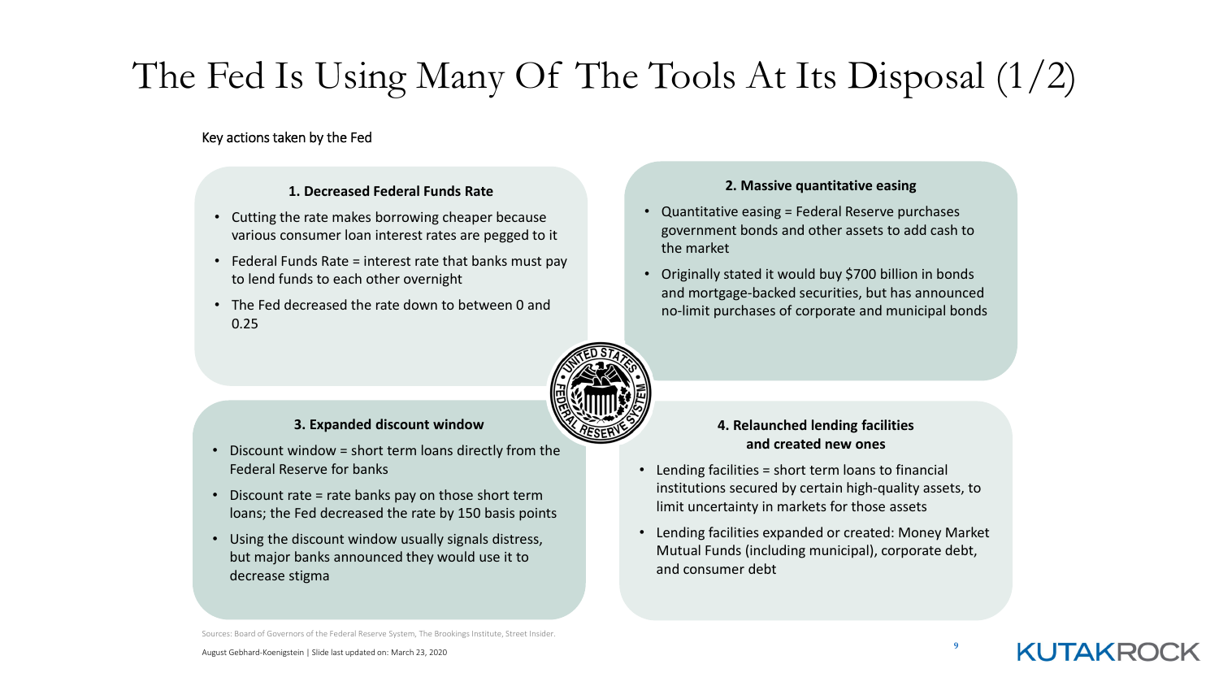# The Fed Is Using Many Of The Tools At Its Disposal (1/2)

Key actions taken by the Fed

### 1. Decreased Federal Funds Rate

- Cutting the rate makes borrowing cheaper because various consumer loan interest rates are pegged to it
- Federal Funds Rate = interest rate that banks must pay to lend funds to each other overnight
- The Fed decreased the rate down to between 0 and 0.25

### 2. Massive quantitative easing

- Quantitative easing = Federal Reserve purchases government bonds and other assets to add cash to the market
- Originally stated it would buy $700 billion in bonds and mortgage-backed securities, but has announced no-limit purchases of corporate and municipal bonds

### 3. Expanded discount window

- Discount window = short term loans directly from the Federal Reserve for banks
- Discount rate = rate banks pay on those short term loans; the Fed decreased the rate by 150 basis points
- Using the discount window usually signals distress, but major banks announced they would use it to decrease stigma

### 4. Relaunched lending facilities and created new ones

- Lending facilities = short term loans to financial institutions secured by certain high-quality assets, to limit uncertainty in markets for those assets
- Lending facilities expanded or created: Money Market Mutual Funds (including municipal), corporate debt, and consumer debt

Sources: Board of Governors of the Federal Reserve System, The Brookings Institute, Street Insider.

August Gebhard-Koenigstein | Slide last updated on: March 23, 2020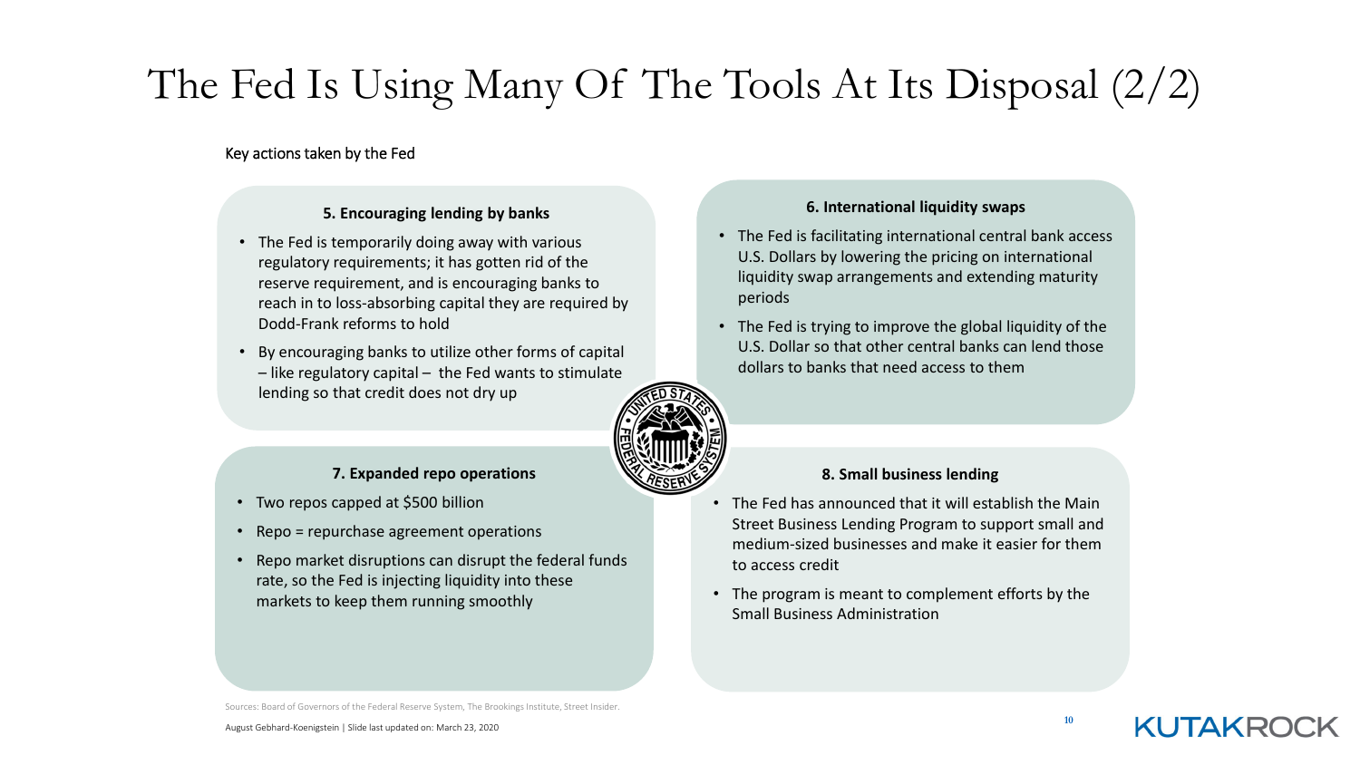# The Fed Is Using Many Of The Tools At Its Disposal (2/2)

Key actions taken by the Fed

### 5. Encouraging lending by banks

- The Fed is temporarily doing away with various regulatory requirements; it has gotten rid of the reserve requirement, and is encouraging banks to reach in to loss-absorbing capital they are required by Dodd-Frank reforms to hold
- By encouraging banks to utilize other forms of capital – like regulatory capital – the Fed wants to stimulate lending so that credit does not dry up

### 6. International liquidity swaps

- The Fed is facilitating international central bank access U.S. Dollars by lowering the pricing on international liquidity swap arrangements and extending maturity periods
- The Fed is trying to improve the global liquidity of the U.S. Dollar so that other central banks can lend those dollars to banks that need access to them

### 7. Expanded repo operations

- Two repos capped at $500 billion
- Repo = repurchase agreement operations
- Repo market disruptions can disrupt the federal funds rate, so the Fed is injecting liquidity into these markets to keep them running smoothly

### 8. Small business lending

- The Fed has announced that it will establish the Main Street Business Lending Program to support small and medium-sized businesses and make it easier for them to access credit
- The program is meant to complement efforts by the Small Business Administration

Sources: Board of Governors of the Federal Reserve System, The Brookings Institute, Street Insider.

August Gebhard-Koenigstein | Slide last updated on: March 23, 2020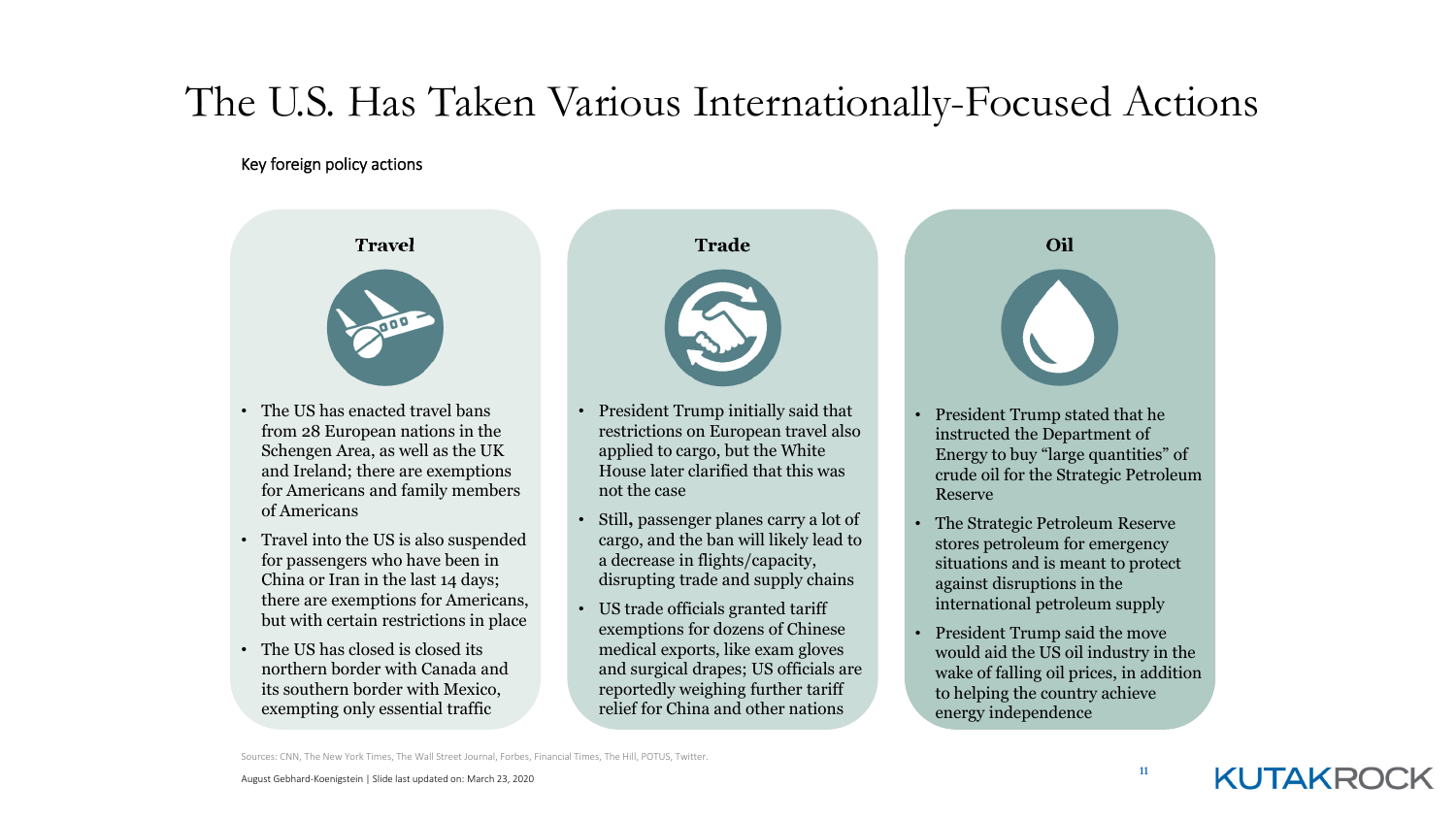# The U.S. Has Taken Various Internationally-Focused Actions

Key foreign policy actions

### Travel

- The US has enacted travel bans from 28 European nations in the Schengen Area, as well as the UK and Ireland; there are exemptions for Americans and family members of Americans
- Travel into the US is also suspended for passengers who have been in China or Iran in the last 14 days; there are exemptions for Americans, but with certain restrictions in place
- The US has closed is closed its northern border with Canada and its southern border with Mexico, exempting only essential traffic

### Trade

- President Trump initially said that restrictions on European travel also applied to cargo, but the White House later clarified that this was not the case
- Still**,** passenger planes carry a lot of cargo, and the ban will likely lead to a decrease in flights/capacity, disrupting trade and supply chains
- US trade officials granted tariff exemptions for dozens of Chinese medical exports, like exam gloves and surgical drapes; US officials are reportedly weighing further tariff relief for China and other nations

### Oil

- President Trump stated that he instructed the Department of Energy to buy "large quantities" of crude oil for the Strategic Petroleum Reserve
- The Strategic Petroleum Reserve stores petroleum for emergency situations and is meant to protect against disruptions in the international petroleum supply
- President Trump said the move would aid the US oil industry in the wake of falling oil prices, in addition to helping the country achieve energy independence

Sources: CNN, The New York Times, The Wall Street Journal, Forbes, Financial Times, The Hill, POTUS, Twitter.

August Gebhard-Koenigstein | Slide last updated on: March 23, 2020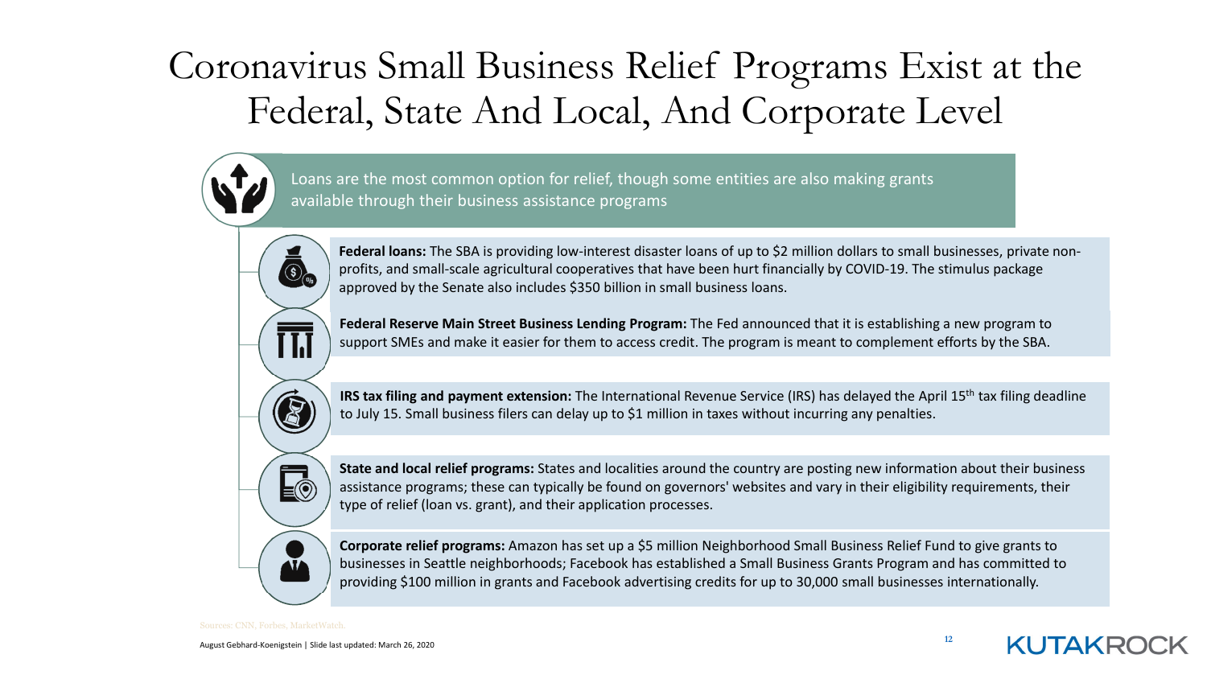# Coronavirus Small Business Relief Programs Exist at the Federal, State And Local, And Corporate Level

Loans are the most common option for relief, though some entities are also making grants available through their business assistance programs

**Federal loans:** The SBA is providing low-interest disaster loans of up to $2 million dollars to small businesses, private non-profits, and small-scale agricultural cooperatives that have been hurt financially by COVID-19. The stimulus package approved by the Senate also includes $350 billion in small business loans.

**Federal Reserve Main Street Business Lending Program:** The Fed announced that it is establishing a new program to support SMEs and make it easier for them to access credit. The program is meant to complement efforts by the SBA.

**IRS tax filing and payment extension:** The International Revenue Service (IRS) has delayed the April 15th tax filing deadline to July 15. Small business filers can delay up to $1 million in taxes without incurring any penalties.

**State and local relief programs:** States and localities around the country are posting new information about their business assistance programs; these can typically be found on governors' websites and vary in their eligibility requirements, their type of relief (loan vs. grant), and their application processes.

**Corporate relief programs:** Amazon has set up a $5 million Neighborhood Small Business Relief Fund to give grants to businesses in Seattle neighborhoods; Facebook has established a Small Business Grants Program and has committed to providing $100 million in grants and Facebook advertising credits for up to 30,000 small businesses internationally.

Sources: CNN, Forbes, MarketWatch.

August Gebhard-Koenigstein | Slide last updated: March 26, 2020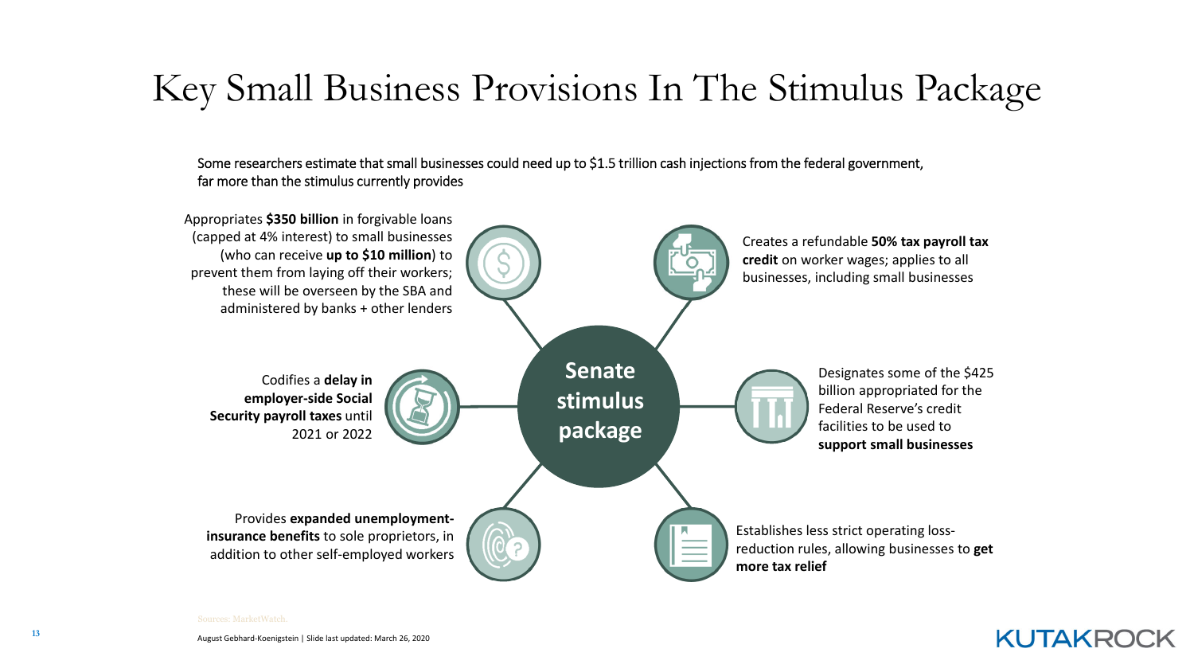# Key Small Business Provisions In The Stimulus Package

Some researchers estimate that small businesses could need up to $1.5 trillion cash injections from the federal government, far more than the stimulus currently provides

**Senate stimulus package**

- Appropriates **$350 billion** in forgivable loans (capped at 4% interest) to small businesses (who can receive **up to $10 million**) to prevent them from laying off their workers; these will be overseen by the SBA and administered by banks + other lenders
- Creates a refundable **50% tax payroll tax credit** on worker wages; applies to all businesses, including small businesses
- Codifies a **delay in employer-side Social Security payroll taxes** until 2021 or 2022
- Designates some of the $425 billion appropriated for the Federal Reserve's credit facilities to be used to **support small businesses**
- Provides **expanded unemployment-insurance benefits** to sole proprietors, in addition to other self-employed workers
- Establishes less strict operating loss-reduction rules, allowing businesses to **get more tax relief**

Sources: MarketWatch.

August Gebhard-Koenigstein | Slide last updated: March 26, 2020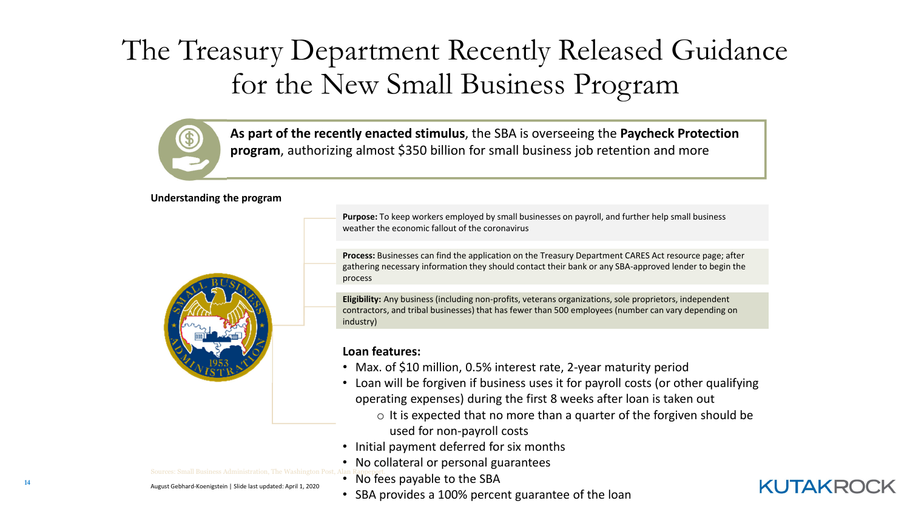# The Treasury Department Recently Released Guidance for the New Small Business Program

**As part of the recently enacted stimulus**, the SBA is overseeing the **Paycheck Protection program**, authorizing almost $350 billion for small business job retention and more

**Understanding the program**

**Purpose:** To keep workers employed by small businesses on payroll, and further help small business weather the economic fallout of the coronavirus

**Process:** Businesses can find the application on the Treasury Department CARES Act resource page; after gathering necessary information they should contact their bank or any SBA-approved lender to begin the process

**Eligibility:** Any business (including non-profits, veterans organizations, sole proprietors, independent contractors, and tribal businesses) that has fewer than 500 employees (number can vary depending on industry)

**Loan features:**

- Max. of $10 million, 0.5% interest rate, 2-year maturity period
- Loan will be forgiven if business uses it for payroll costs (or other qualifying operating expenses) during the first 8 weeks after loan is taken out
  - It is expected that no more than a quarter of the forgiven should be used for non-payroll costs
- Initial payment deferred for six months
- No collateral or personal guarantees
- No fees payable to the SBA
- SBA provides a 100% percent guarantee of the loan

Sources: Small Business Administration, The Washington Post, Alan Rappeport.

August Gebhard-Koenigstein | Slide last updated: April 1, 2020